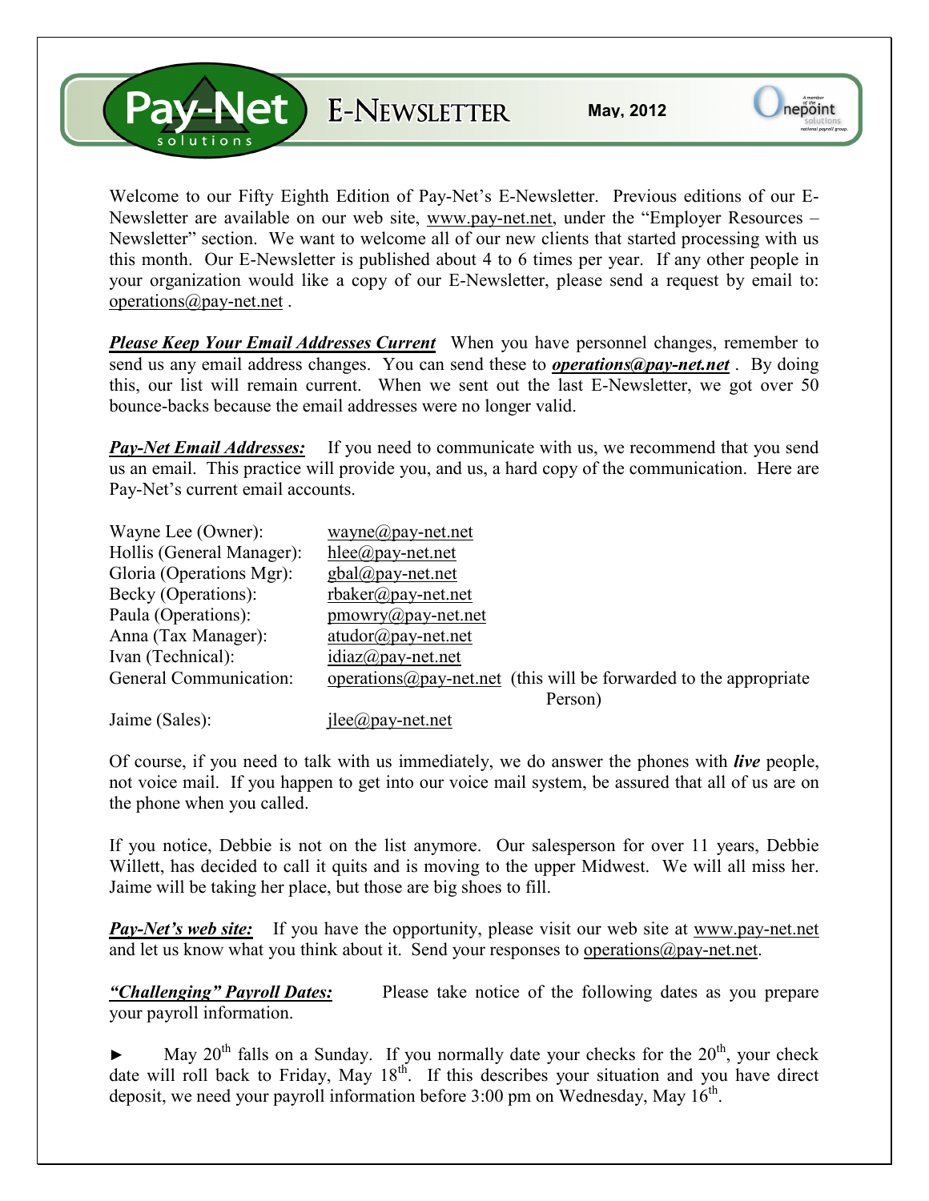# Pay-Net solutions E-NEWSLETTER

**May, 2012**

Welcome to our Fifty Eighth Edition of Pay-Net's E-Newsletter. Previous editions of our E-Newsletter are available on our web site, www.pay-net.net, under the "Employer Resources – Newsletter" section. We want to welcome all of our new clients that started processing with us this month. Our E-Newsletter is published about 4 to 6 times per year. If any other people in your organization would like a copy of our E-Newsletter, please send a request by email to: operations@pay-net.net .

***Please Keep Your Email Addresses Current*** When you have personnel changes, remember to send us any email address changes. You can send these to ***operations@pay-net.net*** . By doing this, our list will remain current. When we sent out the last E-Newsletter, we got over 50 bounce-backs because the email addresses were no longer valid.

***Pay-Net Email Addresses:*** If you need to communicate with us, we recommend that you send us an email. This practice will provide you, and us, a hard copy of the communication. Here are Pay-Net's current email accounts.

| | |
|---|---|
| Wayne Lee (Owner): | wayne@pay-net.net |
| Hollis (General Manager): | hlee@pay-net.net |
| Gloria (Operations Mgr): | gbal@pay-net.net |
| Becky (Operations): | rbaker@pay-net.net |
| Paula (Operations): | pmowry@pay-net.net |
| Anna (Tax Manager): | atudor@pay-net.net |
| Ivan (Technical): | idiaz@pay-net.net |
| General Communication: | operations@pay-net.net (this will be forwarded to the appropriate Person) |
| Jaime (Sales): | jlee@pay-net.net |

Of course, if you need to talk with us immediately, we do answer the phones with ***live*** people, not voice mail. If you happen to get into our voice mail system, be assured that all of us are on the phone when you called.

If you notice, Debbie is not on the list anymore. Our salesperson for over 11 years, Debbie Willett, has decided to call it quits and is moving to the upper Midwest. We will all miss her. Jaime will be taking her place, but those are big shoes to fill.

***Pay-Net's web site:*** If you have the opportunity, please visit our web site at www.pay-net.net and let us know what you think about it. Send your responses to operations@pay-net.net.

***"Challenging" Payroll Dates:*** Please take notice of the following dates as you prepare your payroll information.

► May 20th falls on a Sunday. If you normally date your checks for the 20th, your check date will roll back to Friday, May 18th. If this describes your situation and you have direct deposit, we need your payroll information before 3:00 pm on Wednesday, May 16th.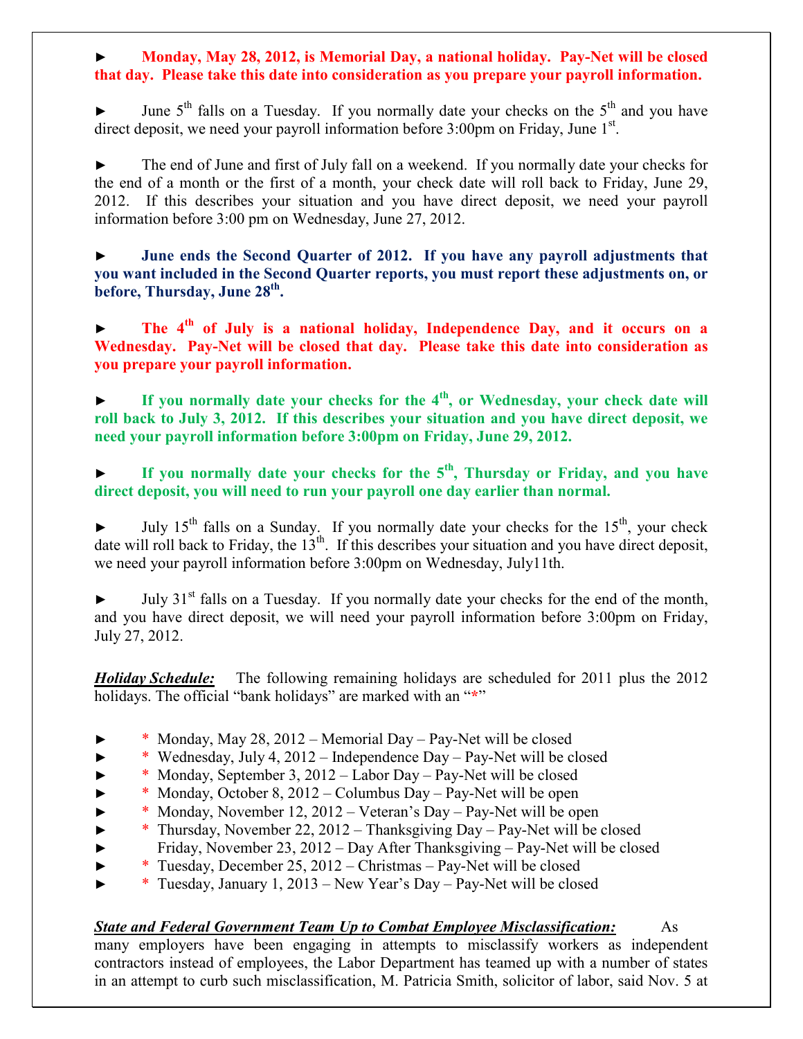► **Monday, May 28, 2012, is Memorial Day, a national holiday. Pay-Net will be closed that day. Please take this date into consideration as you prepare your payroll information.**

► June 5th falls on a Tuesday. If you normally date your checks on the 5th and you have direct deposit, we need your payroll information before 3:00pm on Friday, June 1st.

► The end of June and first of July fall on a weekend. If you normally date your checks for the end of a month or the first of a month, your check date will roll back to Friday, June 29, 2012. If this describes your situation and you have direct deposit, we need your payroll information before 3:00 pm on Wednesday, June 27, 2012.

► **June ends the Second Quarter of 2012. If you have any payroll adjustments that you want included in the Second Quarter reports, you must report these adjustments on, or before, Thursday, June 28th.**

► **The 4th of July is a national holiday, Independence Day, and it occurs on a Wednesday. Pay-Net will be closed that day. Please take this date into consideration as you prepare your payroll information.**

► **If you normally date your checks for the 4th, or Wednesday, your check date will roll back to July 3, 2012. If this describes your situation and you have direct deposit, we need your payroll information before 3:00pm on Friday, June 29, 2012.**

► **If you normally date your checks for the 5th, Thursday or Friday, and you have direct deposit, you will need to run your payroll one day earlier than normal.**

► July 15th falls on a Sunday. If you normally date your checks for the 15th, your check date will roll back to Friday, the 13th. If this describes your situation and you have direct deposit, we need your payroll information before 3:00pm on Wednesday, July11th.

► July 31st falls on a Tuesday. If you normally date your checks for the end of the month, and you have direct deposit, we will need your payroll information before 3:00pm on Friday, July 27, 2012.

***Holiday Schedule:*** The following remaining holidays are scheduled for 2011 plus the 2012 holidays. The official "bank holidays" are marked with an "*"

- * Monday, May 28, 2012 – Memorial Day – Pay-Net will be closed
- * Wednesday, July 4, 2012 – Independence Day – Pay-Net will be closed
- * Monday, September 3, 2012 – Labor Day – Pay-Net will be closed
- * Monday, October 8, 2012 – Columbus Day – Pay-Net will be open
- * Monday, November 12, 2012 – Veteran's Day – Pay-Net will be open
- * Thursday, November 22, 2012 – Thanksgiving Day – Pay-Net will be closed
- Friday, November 23, 2012 – Day After Thanksgiving – Pay-Net will be closed
- * Tuesday, December 25, 2012 – Christmas – Pay-Net will be closed
- * Tuesday, January 1, 2013 – New Year's Day – Pay-Net will be closed

***State and Federal Government Team Up to Combat Employee Misclassification:*** As many employers have been engaging in attempts to misclassify workers as independent contractors instead of employees, the Labor Department has teamed up with a number of states in an attempt to curb such misclassification, M. Patricia Smith, solicitor of labor, said Nov. 5 at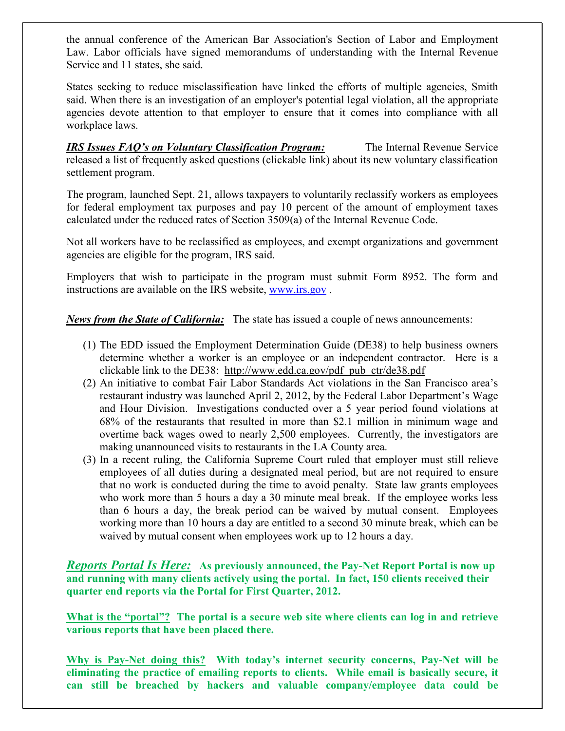the annual conference of the American Bar Association's Section of Labor and Employment Law. Labor officials have signed memorandums of understanding with the Internal Revenue Service and 11 states, she said.

States seeking to reduce misclassification have linked the efforts of multiple agencies, Smith said. When there is an investigation of an employer's potential legal violation, all the appropriate agencies devote attention to that employer to ensure that it comes into compliance with all workplace laws.

***IRS Issues FAQ's on Voluntary Classification Program:*** The Internal Revenue Service released a list of frequently asked questions (clickable link) about its new voluntary classification settlement program.

The program, launched Sept. 21, allows taxpayers to voluntarily reclassify workers as employees for federal employment tax purposes and pay 10 percent of the amount of employment taxes calculated under the reduced rates of Section 3509(a) of the Internal Revenue Code.

Not all workers have to be reclassified as employees, and exempt organizations and government agencies are eligible for the program, IRS said.

Employers that wish to participate in the program must submit Form 8952. The form and instructions are available on the IRS website, www.irs.gov .

***News from the State of California:*** The state has issued a couple of news announcements:

1. The EDD issued the Employment Determination Guide (DE38) to help business owners determine whether a worker is an employee or an independent contractor. Here is a clickable link to the DE38: http://www.edd.ca.gov/pdf_pub_ctr/de38.pdf
2. An initiative to combat Fair Labor Standards Act violations in the San Francisco area's restaurant industry was launched April 2, 2012, by the Federal Labor Department's Wage and Hour Division. Investigations conducted over a 5 year period found violations at 68% of the restaurants that resulted in more than $2.1 million in minimum wage and overtime back wages owed to nearly 2,500 employees. Currently, the investigators are making unannounced visits to restaurants in the LA County area.
3. In a recent ruling, the California Supreme Court ruled that employer must still relieve employees of all duties during a designated meal period, but are not required to ensure that no work is conducted during the time to avoid penalty. State law grants employees who work more than 5 hours a day a 30 minute meal break. If the employee works less than 6 hours a day, the break period can be waived by mutual consent. Employees working more than 10 hours a day are entitled to a second 30 minute break, which can be waived by mutual consent when employees work up to 12 hours a day.

***Reports Portal Is Here:*** **As previously announced, the Pay-Net Report Portal is now up and running with many clients actively using the portal. In fact, 150 clients received their quarter end reports via the Portal for First Quarter, 2012.**

**What is the "portal"? The portal is a secure web site where clients can log in and retrieve various reports that have been placed there.**

**Why is Pay-Net doing this? With today's internet security concerns, Pay-Net will be eliminating the practice of emailing reports to clients. While email is basically secure, it can still be breached by hackers and valuable company/employee data could be**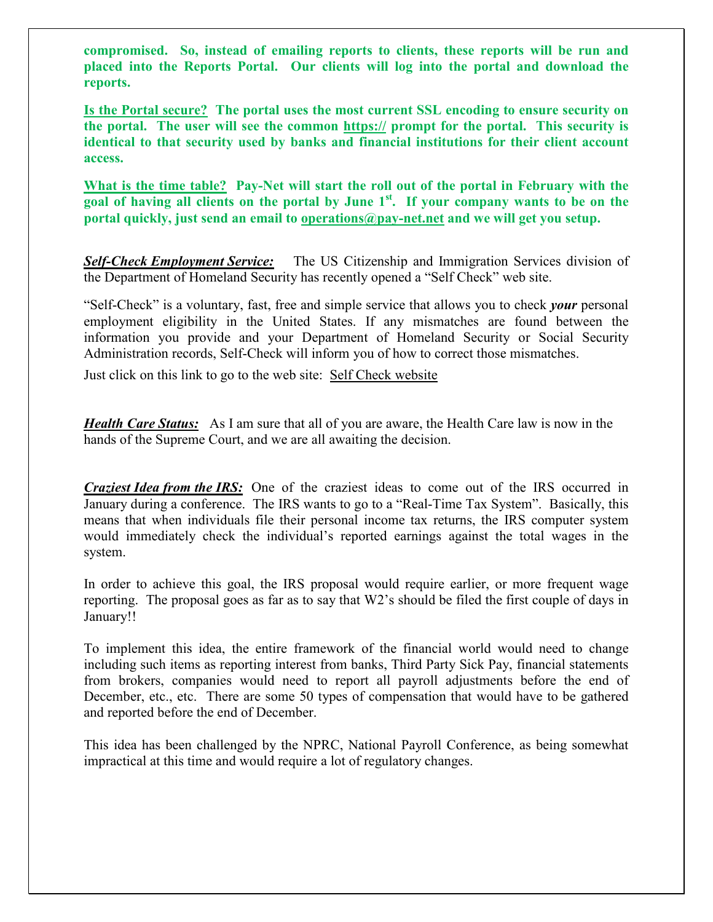**compromised. So, instead of emailing reports to clients, these reports will be run and placed into the Reports Portal. Our clients will log into the portal and download the reports.**

**Is the Portal secure? The portal uses the most current SSL encoding to ensure security on the portal. The user will see the common https:// prompt for the portal. This security is identical to that security used by banks and financial institutions for their client account access.**

**What is the time table? Pay-Net will start the roll out of the portal in February with the goal of having all clients on the portal by June 1st. If your company wants to be on the portal quickly, just send an email to operations@pay-net.net and we will get you setup.**

***Self-Check Employment Service:*** The US Citizenship and Immigration Services division of the Department of Homeland Security has recently opened a "Self Check" web site.

"Self-Check" is a voluntary, fast, free and simple service that allows you to check ***your*** personal employment eligibility in the United States. If any mismatches are found between the information you provide and your Department of Homeland Security or Social Security Administration records, Self-Check will inform you of how to correct those mismatches.

Just click on this link to go to the web site: Self Check website

***Health Care Status:*** As I am sure that all of you are aware, the Health Care law is now in the hands of the Supreme Court, and we are all awaiting the decision.

***Craziest Idea from the IRS:*** One of the craziest ideas to come out of the IRS occurred in January during a conference. The IRS wants to go to a "Real-Time Tax System". Basically, this means that when individuals file their personal income tax returns, the IRS computer system would immediately check the individual's reported earnings against the total wages in the system.

In order to achieve this goal, the IRS proposal would require earlier, or more frequent wage reporting. The proposal goes as far as to say that W2's should be filed the first couple of days in January!!

To implement this idea, the entire framework of the financial world would need to change including such items as reporting interest from banks, Third Party Sick Pay, financial statements from brokers, companies would need to report all payroll adjustments before the end of December, etc., etc. There are some 50 types of compensation that would have to be gathered and reported before the end of December.

This idea has been challenged by the NPRC, National Payroll Conference, as being somewhat impractical at this time and would require a lot of regulatory changes.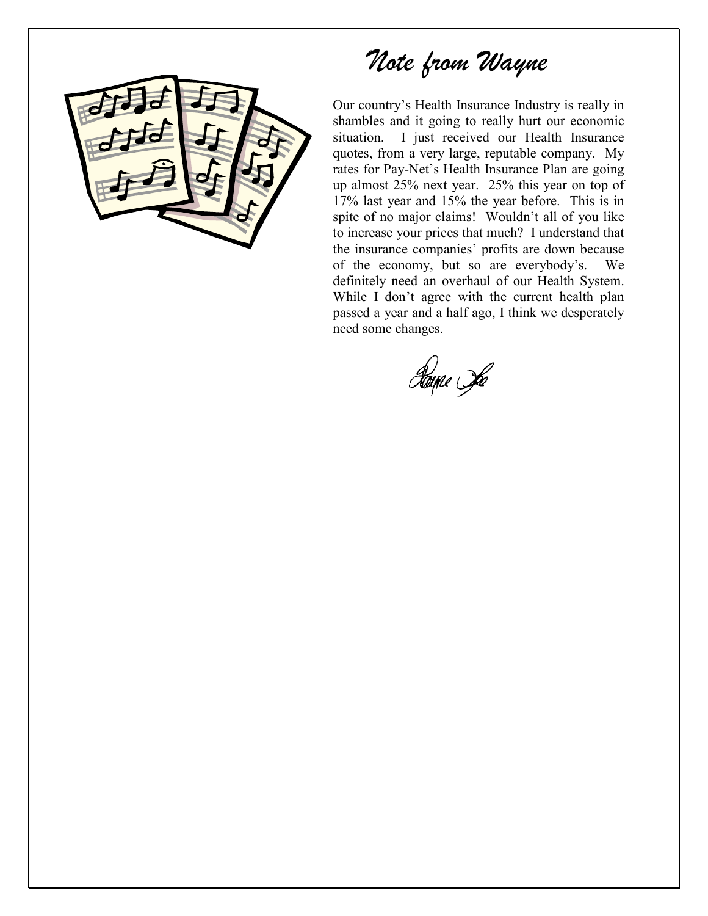# *Note from Wayne*

Our country's Health Insurance Industry is really in shambles and it going to really hurt our economic situation. I just received our Health Insurance quotes, from a very large, reputable company. My rates for Pay-Net's Health Insurance Plan are going up almost 25% next year. 25% this year on top of 17% last year and 15% the year before. This is in spite of no major claims! Wouldn't all of you like to increase your prices that much? I understand that the insurance companies' profits are down because of the economy, but so are everybody's. We definitely need an overhaul of our Health System. While I don't agree with the current health plan passed a year and a half ago, I think we desperately need some changes.

Wayne Fox